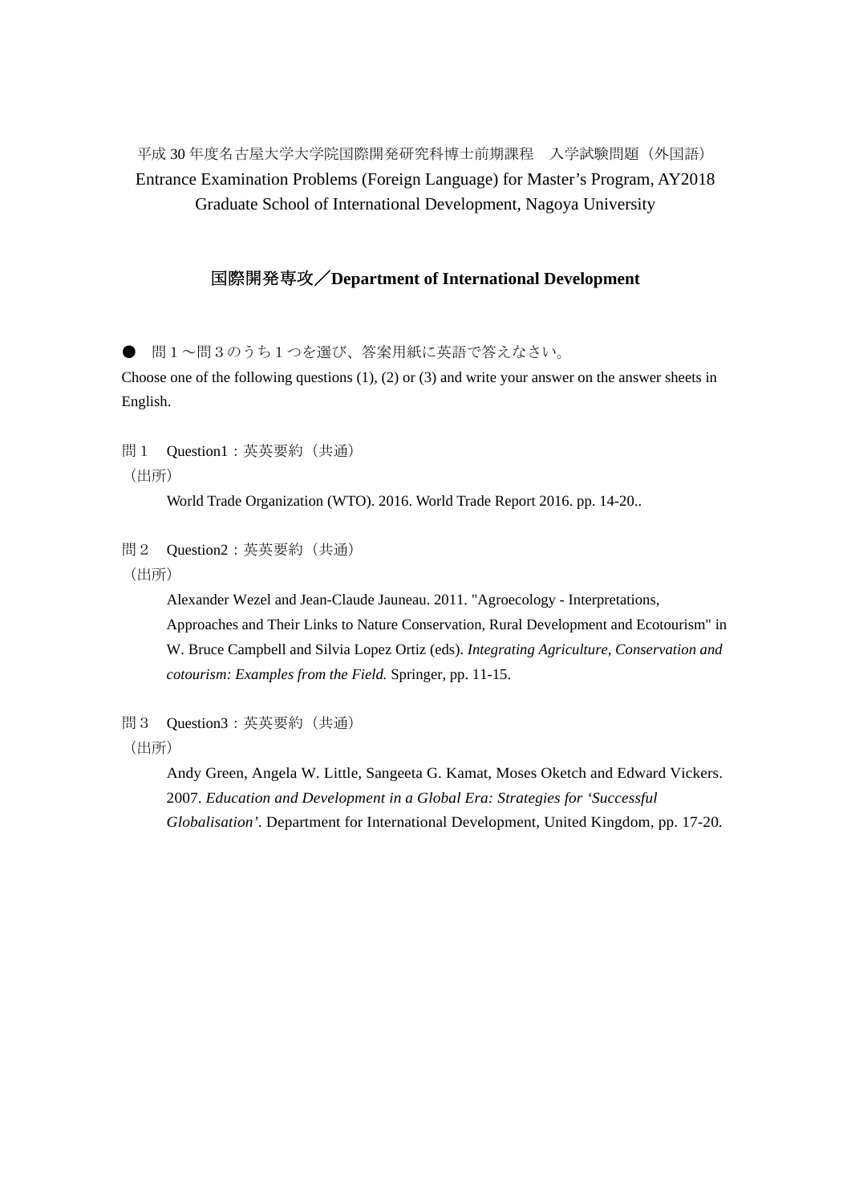平成 30 年度名古屋大学大学院国際開発研究科博士前期課程　入学試験問題（外国語）

Entrance Examination Problems (Foreign Language) for Master’s Program, AY2018

Graduate School of International Development, Nagoya University

## 国際開発専攻／Department of International Development

● 問１～問３のうち１つを選び、答案用紙に英語で答えなさい。

Choose one of the following questions (1), (2) or (3) and write your answer on the answer sheets in English.

問１　Question1：英英要約（共通）

（出所）

World Trade Organization (WTO). 2016. World Trade Report 2016. pp. 14-20..

問２　Question2：英英要約（共通）

（出所）

Alexander Wezel and Jean-Claude Jauneau. 2011. "Agroecology - Interpretations, Approaches and Their Links to Nature Conservation, Rural Development and Ecotourism" in W. Bruce Campbell and Silvia Lopez Ortiz (eds). *Integrating Agriculture, Conservation and cotourism: Examples from the Field.* Springer, pp. 11-15.

問３　Question3：英英要約（共通）

（出所）

Andy Green, Angela W. Little, Sangeeta G. Kamat, Moses Oketch and Edward Vickers. 2007. *Education and Development in a Global Era: Strategies for ‘Successful Globalisation’.* Department for International Development, United Kingdom, pp. 17-20.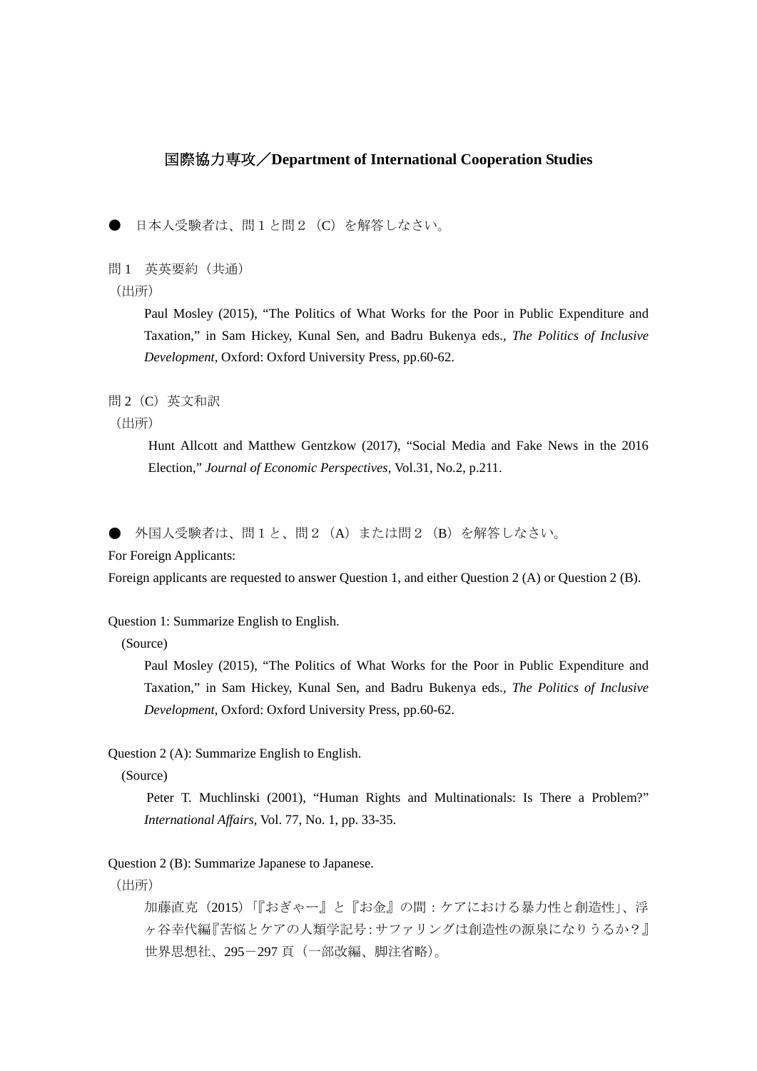# 国際協力専攻／Department of International Cooperation Studies

● 日本人受験者は、問１と問２（C）を解答しなさい。

問１　英英要約（共通）

（出所）

Paul Mosley (2015), "The Politics of What Works for the Poor in Public Expenditure and Taxation," in Sam Hickey, Kunal Sen, and Badru Bukenya eds., *The Politics of Inclusive Development*, Oxford: Oxford University Press, pp.60-62.

問２（C）英文和訳

（出所）

Hunt Allcott and Matthew Gentzkow (2017), "Social Media and Fake News in the 2016 Election," *Journal of Economic Perspectives*, Vol.31, No.2, p.211.

● 外国人受験者は、問１と、問２（A）または問２（B）を解答しなさい。

For Foreign Applicants:

Foreign applicants are requested to answer Question 1, and either Question 2 (A) or Question 2 (B).

Question 1: Summarize English to English.

(Source)

Paul Mosley (2015), "The Politics of What Works for the Poor in Public Expenditure and Taxation," in Sam Hickey, Kunal Sen, and Badru Bukenya eds., *The Politics of Inclusive Development*, Oxford: Oxford University Press, pp.60-62.

Question 2 (A): Summarize English to English.

(Source)

Peter T. Muchlinski (2001), "Human Rights and Multinationals: Is There a Problem?" *International Affairs*, Vol. 77, No. 1, pp. 33-35.

Question 2 (B): Summarize Japanese to Japanese.

（出所）

加藤直克（2015）「『おぎゃー』と『お金』の間：ケアにおける暴力性と創造性」、浮ヶ谷幸代編『苦悩とケアの人類学記号：サファリングは創造性の源泉になりうるか？』世界思想社、295－297 頁（一部改編、脚注省略）。